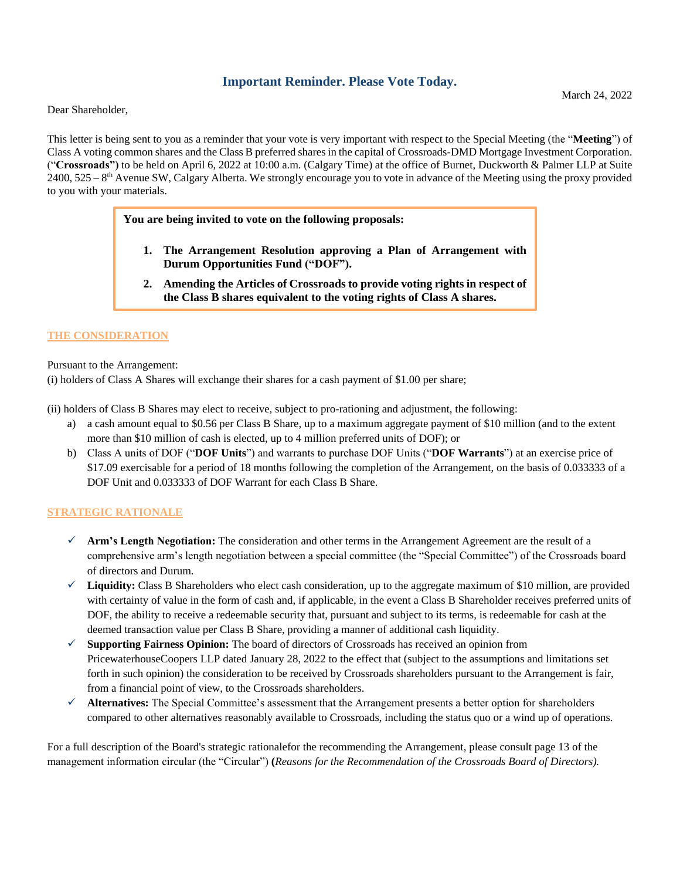## Important Reminder. Please Vote Today.

March 24, 2022

Dear Shareholder,

This letter is being sent to you as a reminder that your vote is very important with respect to the Special Meeting (the "**Meeting**") of Class A voting common shares and the Class B preferred shares in the capital of Crossroads-DMD Mortgage Investment Corporation. ("**Crossroads")** to be held on April 6, 2022 at 10:00 a.m. (Calgary Time) at the office of Burnet, Duckworth & Palmer LLP at Suite 2400, 525 – 8th Avenue SW, Calgary Alberta. We strongly encourage you to vote in advance of the Meeting using the proxy provided to you with your materials.

> **You are being invited to vote on the following proposals:**
>
> 1. **The Arrangement Resolution approving a Plan of Arrangement with Durum Opportunities Fund ("DOF").**
> 2. **Amending the Articles of Crossroads to provide voting rights in respect of the Class B shares equivalent to the voting rights of Class A shares.**

### THE CONSIDERATION

Pursuant to the Arrangement:
(i) holders of Class A Shares will exchange their shares for a cash payment of $1.00 per share;

(ii) holders of Class B Shares may elect to receive, subject to pro-rationing and adjustment, the following:

a) a cash amount equal to $0.56 per Class B Share, up to a maximum aggregate payment of $10 million (and to the extent more than $10 million of cash is elected, up to 4 million preferred units of DOF); or
b) Class A units of DOF ("**DOF Units**") and warrants to purchase DOF Units ("**DOF Warrants**") at an exercise price of $17.09 exercisable for a period of 18 months following the completion of the Arrangement, on the basis of 0.033333 of a DOF Unit and 0.033333 of DOF Warrant for each Class B Share.

### STRATEGIC RATIONALE

- ✓ **Arm's Length Negotiation:** The consideration and other terms in the Arrangement Agreement are the result of a comprehensive arm's length negotiation between a special committee (the "Special Committee") of the Crossroads board of directors and Durum.
- ✓ **Liquidity:** Class B Shareholders who elect cash consideration, up to the aggregate maximum of $10 million, are provided with certainty of value in the form of cash and, if applicable, in the event a Class B Shareholder receives preferred units of DOF, the ability to receive a redeemable security that, pursuant and subject to its terms, is redeemable for cash at the deemed transaction value per Class B Share, providing a manner of additional cash liquidity.
- ✓ **Supporting Fairness Opinion:** The board of directors of Crossroads has received an opinion from PricewaterhouseCoopers LLP dated January 28, 2022 to the effect that (subject to the assumptions and limitations set forth in such opinion) the consideration to be received by Crossroads shareholders pursuant to the Arrangement is fair, from a financial point of view, to the Crossroads shareholders.
- ✓ **Alternatives:** The Special Committee's assessment that the Arrangement presents a better option for shareholders compared to other alternatives reasonably available to Crossroads, including the status quo or a wind up of operations.

For a full description of the Board's strategic rationalefor the recommending the Arrangement, please consult page 13 of the management information circular (the "Circular") **(***Reasons for the Recommendation of the Crossroads Board of Directors).*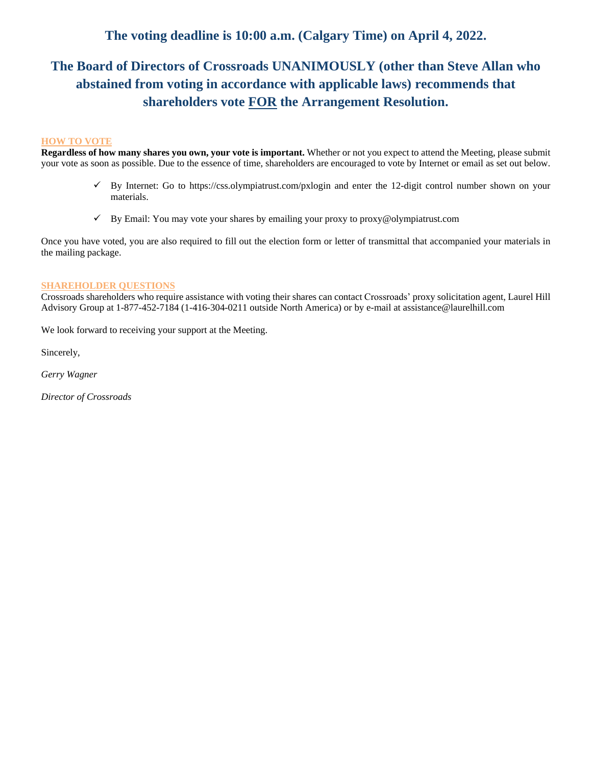## The voting deadline is 10:00 a.m. (Calgary Time) on April 4, 2022.

## The Board of Directors of Crossroads UNANIMOUSLY (other than Steve Allan who abstained from voting in accordance with applicable laws) recommends that shareholders vote FOR the Arrangement Resolution.

### HOW TO VOTE

**Regardless of how many shares you own, your vote is important.** Whether or not you expect to attend the Meeting, please submit your vote as soon as possible. Due to the essence of time, shareholders are encouraged to vote by Internet or email as set out below.

- ✓ By Internet: Go to https://css.olympiatrust.com/pxlogin and enter the 12-digit control number shown on your materials.
- ✓ By Email: You may vote your shares by emailing your proxy to proxy@olympiatrust.com

Once you have voted, you are also required to fill out the election form or letter of transmittal that accompanied your materials in the mailing package.

### SHAREHOLDER QUESTIONS

Crossroads shareholders who require assistance with voting their shares can contact Crossroads' proxy solicitation agent, Laurel Hill Advisory Group at 1-877-452-7184 (1-416-304-0211 outside North America) or by e-mail at assistance@laurelhill.com

We look forward to receiving your support at the Meeting.

Sincerely,

*Gerry Wagner*

*Director of Crossroads*